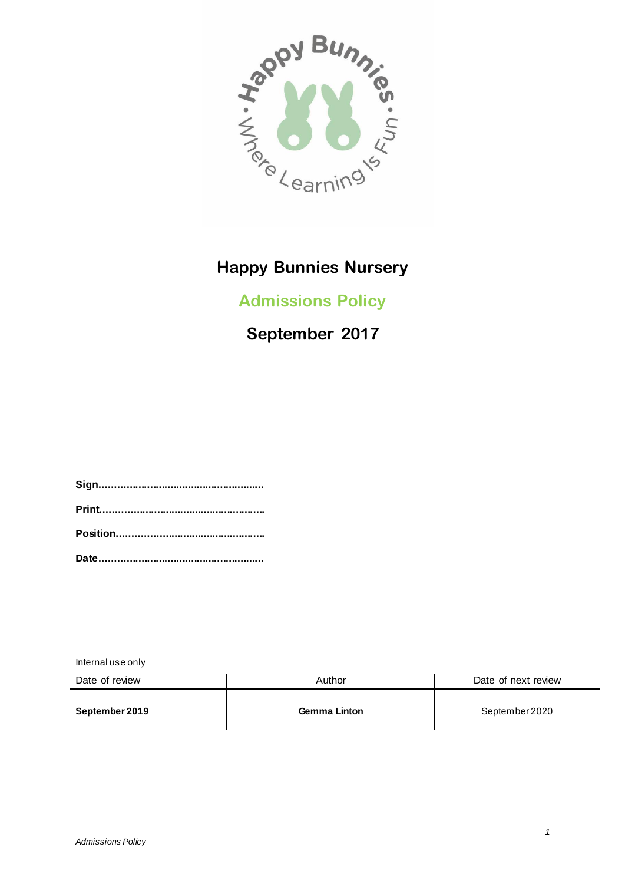# Happy Bunnies Nursery

## Admissions Policy

## September 2017

**Sign………………………………………………**

**Print………………………………………………**

**Position…………………………………………**

**Date………………………………………………**

Internal use only

| Date of review | Author | Date of next review |
|---|---|---|
| **September 2019** | **Gemma Linton** | September 2020 |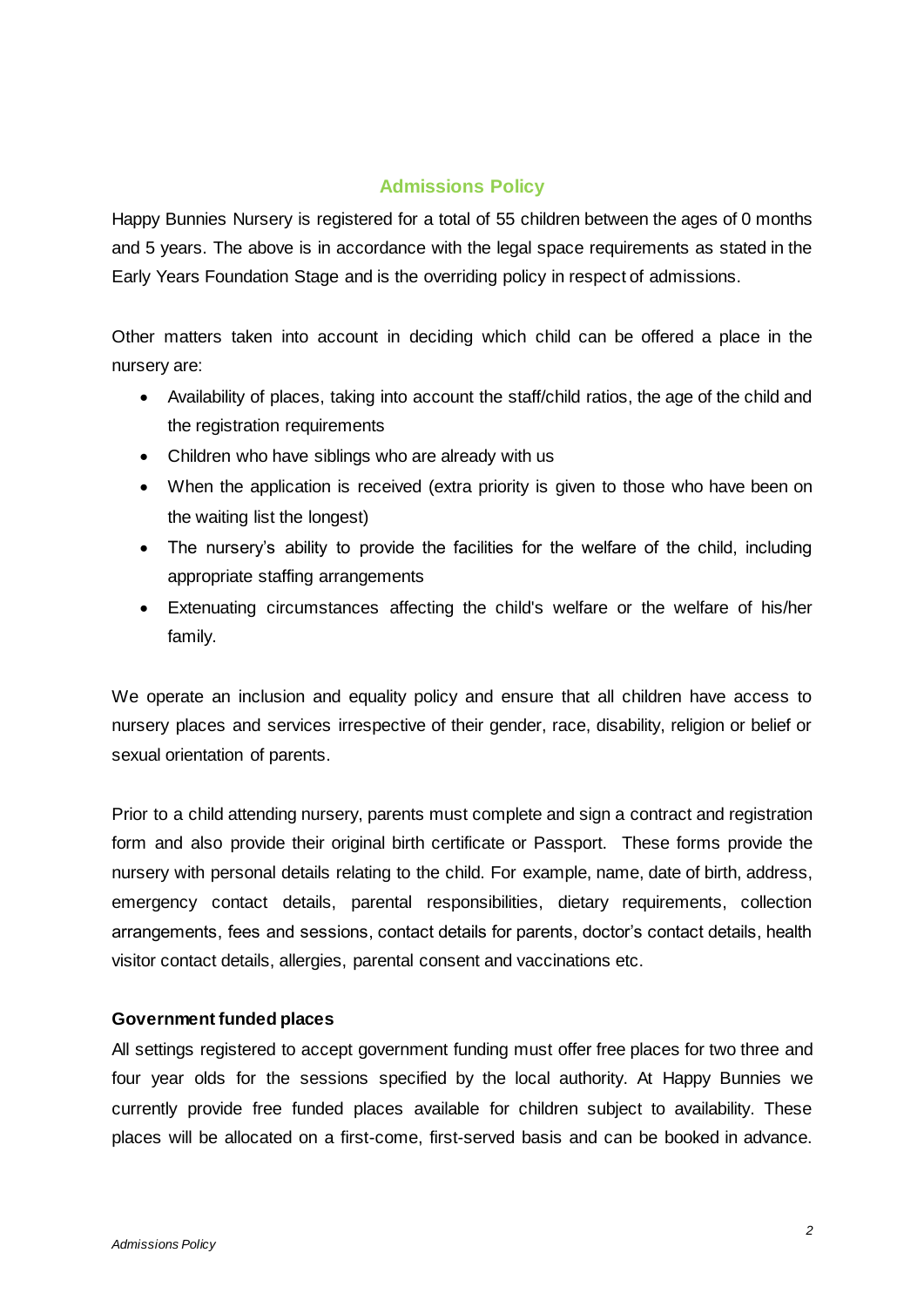## Admissions Policy

Happy Bunnies Nursery is registered for a total of 55 children between the ages of 0 months and 5 years. The above is in accordance with the legal space requirements as stated in the Early Years Foundation Stage and is the overriding policy in respect of admissions.

Other matters taken into account in deciding which child can be offered a place in the nursery are:

- Availability of places, taking into account the staff/child ratios, the age of the child and the registration requirements
- Children who have siblings who are already with us
- When the application is received (extra priority is given to those who have been on the waiting list the longest)
- The nursery's ability to provide the facilities for the welfare of the child, including appropriate staffing arrangements
- Extenuating circumstances affecting the child's welfare or the welfare of his/her family.

We operate an inclusion and equality policy and ensure that all children have access to nursery places and services irrespective of their gender, race, disability, religion or belief or sexual orientation of parents.

Prior to a child attending nursery, parents must complete and sign a contract and registration form and also provide their original birth certificate or Passport. These forms provide the nursery with personal details relating to the child. For example, name, date of birth, address, emergency contact details, parental responsibilities, dietary requirements, collection arrangements, fees and sessions, contact details for parents, doctor's contact details, health visitor contact details, allergies, parental consent and vaccinations etc.

**Government funded places**

All settings registered to accept government funding must offer free places for two three and four year olds for the sessions specified by the local authority. At Happy Bunnies we currently provide free funded places available for children subject to availability. These places will be allocated on a first-come, first-served basis and can be booked in advance.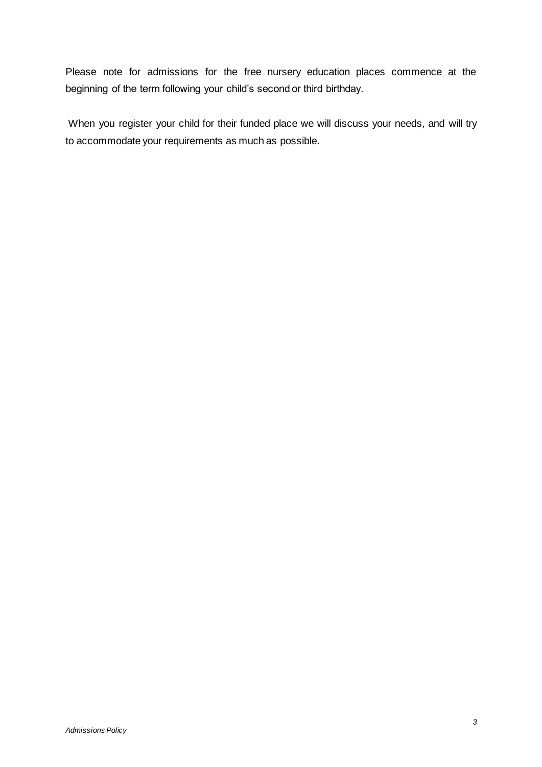Please note for admissions for the free nursery education places commence at the beginning of the term following your child's second or third birthday.

When you register your child for their funded place we will discuss your needs, and will try to accommodate your requirements as much as possible.